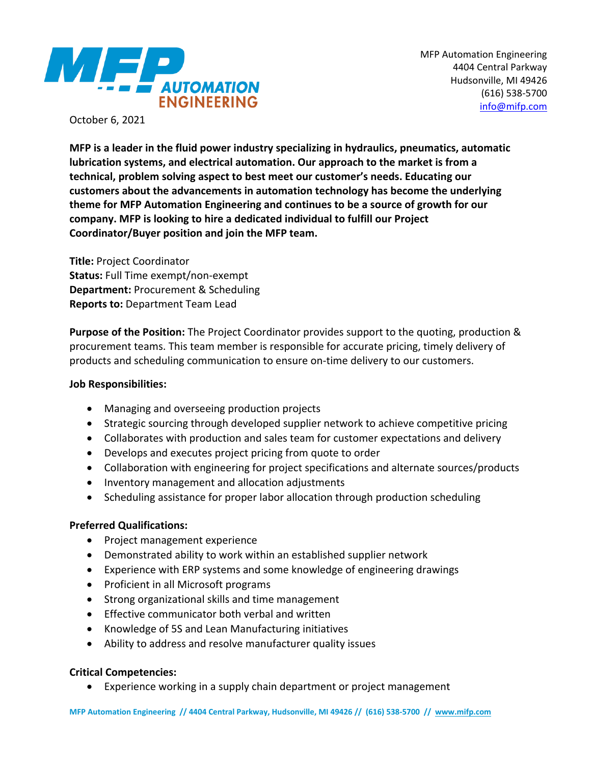MFP Automation Engineering
4404 Central Parkway
Hudsonville, MI 49426
(616) 538-5700
info@mifp.com

October 6, 2021

**MFP is a leader in the fluid power industry specializing in hydraulics, pneumatics, automatic lubrication systems, and electrical automation. Our approach to the market is from a technical, problem solving aspect to best meet our customer's needs. Educating our customers about the advancements in automation technology has become the underlying theme for MFP Automation Engineering and continues to be a source of growth for our company. MFP is looking to hire a dedicated individual to fulfill our Project Coordinator/Buyer position and join the MFP team.**

**Title:** Project Coordinator
**Status:** Full Time exempt/non-exempt
**Department:** Procurement & Scheduling
**Reports to:** Department Team Lead

**Purpose of the Position:** The Project Coordinator provides support to the quoting, production & procurement teams. This team member is responsible for accurate pricing, timely delivery of products and scheduling communication to ensure on-time delivery to our customers.

**Job Responsibilities:**

- Managing and overseeing production projects
- Strategic sourcing through developed supplier network to achieve competitive pricing
- Collaborates with production and sales team for customer expectations and delivery
- Develops and executes project pricing from quote to order
- Collaboration with engineering for project specifications and alternate sources/products
- Inventory management and allocation adjustments
- Scheduling assistance for proper labor allocation through production scheduling

**Preferred Qualifications:**

- Project management experience
- Demonstrated ability to work within an established supplier network
- Experience with ERP systems and some knowledge of engineering drawings
- Proficient in all Microsoft programs
- Strong organizational skills and time management
- Effective communicator both verbal and written
- Knowledge of 5S and Lean Manufacturing initiatives
- Ability to address and resolve manufacturer quality issues

**Critical Competencies:**

- Experience working in a supply chain department or project management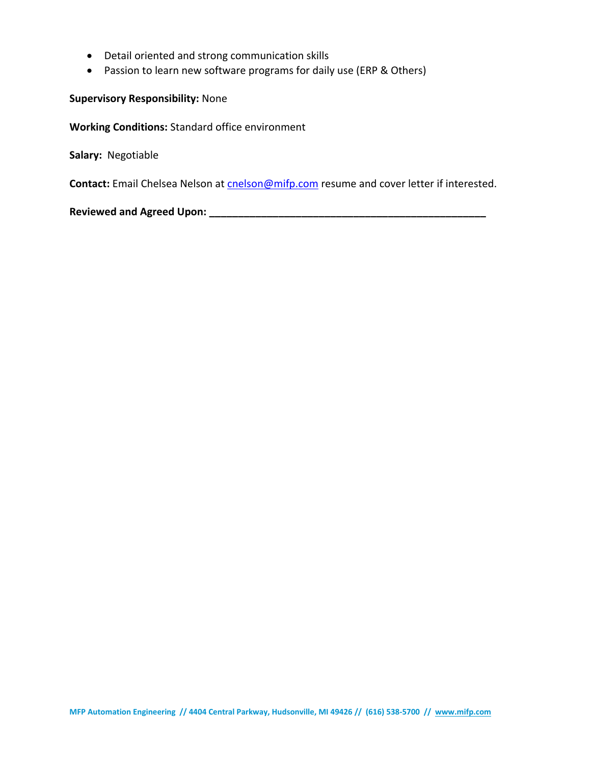- Detail oriented and strong communication skills
- Passion to learn new software programs for daily use (ERP & Others)

**Supervisory Responsibility:** None

**Working Conditions:** Standard office environment

**Salary:** Negotiable

**Contact:** Email Chelsea Nelson at cnelson@mifp.com resume and cover letter if interested.

**Reviewed and Agreed Upon: \_\_\_\_\_\_\_\_\_\_\_\_\_\_\_\_\_\_\_\_\_\_\_\_\_\_\_\_\_\_\_\_\_\_\_\_\_\_\_\_\_\_\_\_\_\_\_\_\_\_**